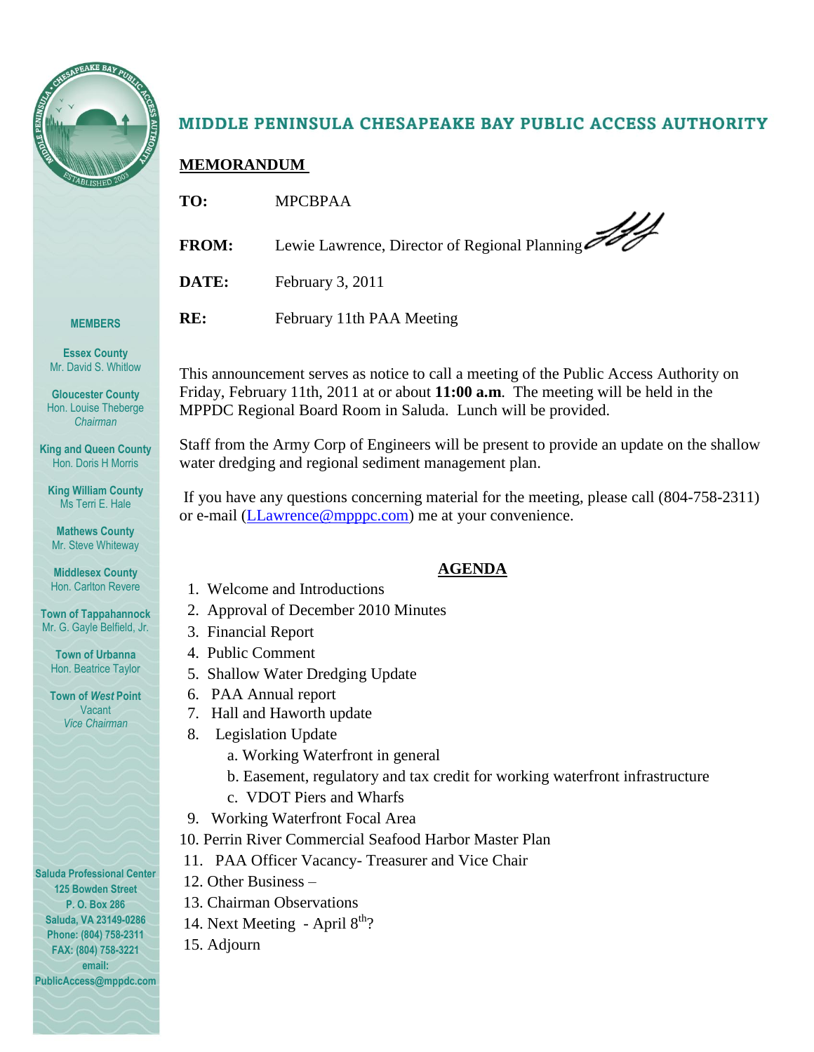# MIDDLE PENINSULA CHESAPEAKE BAY PUBLIC ACCESS AUTHORITY

## MEMORANDUM

**TO:** MPCBPAA

**FROM:** Lewie Lawrence, Director of Regional Planning

**DATE:** February 3, 2011

**RE:** February 11th PAA Meeting

This announcement serves as notice to call a meeting of the Public Access Authority on Friday, February 11th, 2011 at or about **11:00 a.m**. The meeting will be held in the MPPDC Regional Board Room in Saluda. Lunch will be provided.

Staff from the Army Corp of Engineers will be present to provide an update on the shallow water dredging and regional sediment management plan.

If you have any questions concerning material for the meeting, please call (804-758-2311) or e-mail (LLawrence@mpppc.com) me at your convenience.

## AGENDA

1. Welcome and Introductions
2. Approval of December 2010 Minutes
3. Financial Report
4. Public Comment
5. Shallow Water Dredging Update
6. PAA Annual report
7. Hall and Haworth update
8. Legislation Update
   a. Working Waterfront in general
   b. Easement, regulatory and tax credit for working waterfront infrastructure
   c. VDOT Piers and Wharfs
9. Working Waterfront Focal Area
10. Perrin River Commercial Seafood Harbor Master Plan
11. PAA Officer Vacancy- Treasurer and Vice Chair
12. Other Business –
13. Chairman Observations
14. Next Meeting - April 8th?
15. Adjourn

**MEMBERS**

**Essex County**
Mr. David S. Whitlow

**Gloucester County**
Hon. Louise Theberge
*Chairman*

**King and Queen County**
Hon. Doris H Morris

**King William County**
Ms Terri E. Hale

**Mathews County**
Mr. Steve Whiteway

**Middlesex County**
Hon. Carlton Revere

**Town of Tappahannock**
Mr. G. Gayle Belfield, Jr.

**Town of Urbanna**
Hon. Beatrice Taylor

**Town of West Point**
Vacant
*Vice Chairman*

**Saluda Professional Center**
**125 Bowden Street**
**P. O. Box 286**
**Saluda, VA 23149-0286**
**Phone: (804) 758-2311**
**FAX: (804) 758-3221**
**email:**
**PublicAccess@mppdc.com**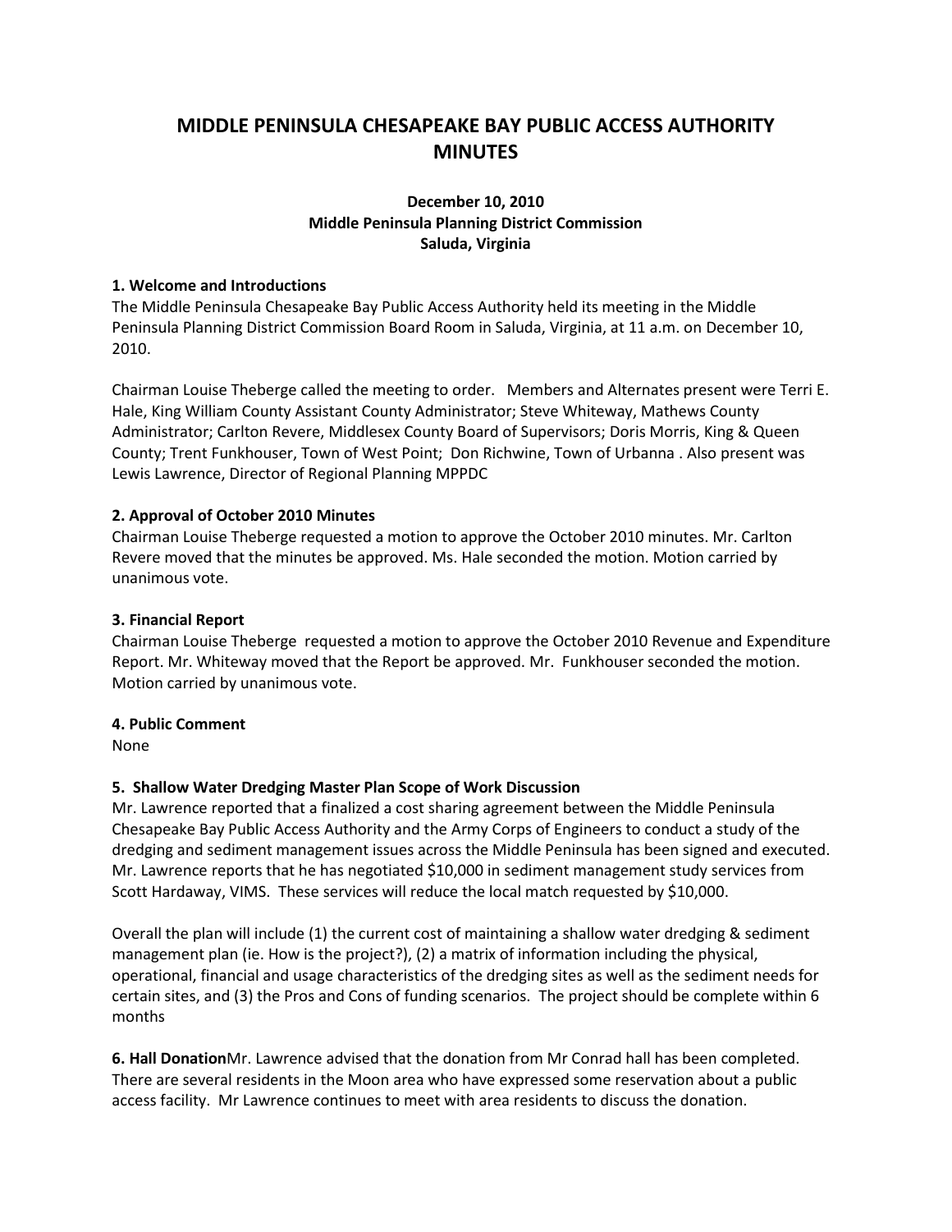# MIDDLE PENINSULA CHESAPEAKE BAY PUBLIC ACCESS AUTHORITY MINUTES

**December 10, 2010**
**Middle Peninsula Planning District Commission**
**Saluda, Virginia**

**1. Welcome and Introductions**

The Middle Peninsula Chesapeake Bay Public Access Authority held its meeting in the Middle Peninsula Planning District Commission Board Room in Saluda, Virginia, at 11 a.m. on December 10, 2010.

Chairman Louise Theberge called the meeting to order. Members and Alternates present were Terri E. Hale, King William County Assistant County Administrator; Steve Whiteway, Mathews County Administrator; Carlton Revere, Middlesex County Board of Supervisors; Doris Morris, King & Queen County; Trent Funkhouser, Town of West Point; Don Richwine, Town of Urbanna . Also present was Lewis Lawrence, Director of Regional Planning MPPDC

**2. Approval of October 2010 Minutes**

Chairman Louise Theberge requested a motion to approve the October 2010 minutes. Mr. Carlton Revere moved that the minutes be approved. Ms. Hale seconded the motion. Motion carried by unanimous vote.

**3. Financial Report**

Chairman Louise Theberge requested a motion to approve the October 2010 Revenue and Expenditure Report. Mr. Whiteway moved that the Report be approved. Mr. Funkhouser seconded the motion. Motion carried by unanimous vote.

**4. Public Comment**

None

**5. Shallow Water Dredging Master Plan Scope of Work Discussion**

Mr. Lawrence reported that a finalized a cost sharing agreement between the Middle Peninsula Chesapeake Bay Public Access Authority and the Army Corps of Engineers to conduct a study of the dredging and sediment management issues across the Middle Peninsula has been signed and executed. Mr. Lawrence reports that he has negotiated $10,000 in sediment management study services from Scott Hardaway, VIMS. These services will reduce the local match requested by $10,000.

Overall the plan will include (1) the current cost of maintaining a shallow water dredging & sediment management plan (ie. How is the project?), (2) a matrix of information including the physical, operational, financial and usage characteristics of the dredging sites as well as the sediment needs for certain sites, and (3) the Pros and Cons of funding scenarios. The project should be complete within 6 months

**6. Hall Donation**Mr. Lawrence advised that the donation from Mr Conrad hall has been completed. There are several residents in the Moon area who have expressed some reservation about a public access facility. Mr Lawrence continues to meet with area residents to discuss the donation.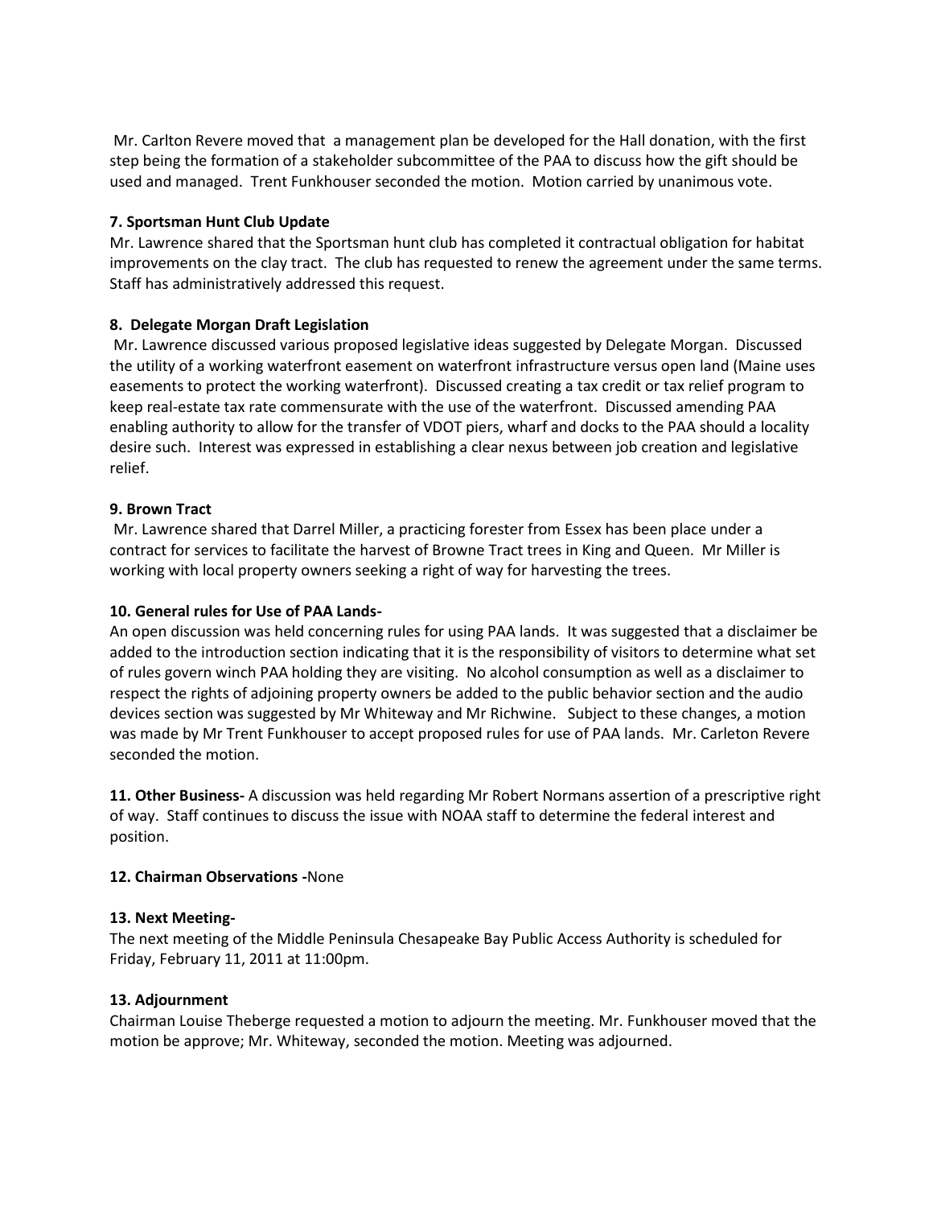Mr. Carlton Revere moved that a management plan be developed for the Hall donation, with the first step being the formation of a stakeholder subcommittee of the PAA to discuss how the gift should be used and managed. Trent Funkhouser seconded the motion. Motion carried by unanimous vote.

**7. Sportsman Hunt Club Update**

Mr. Lawrence shared that the Sportsman hunt club has completed it contractual obligation for habitat improvements on the clay tract. The club has requested to renew the agreement under the same terms. Staff has administratively addressed this request.

**8. Delegate Morgan Draft Legislation**

Mr. Lawrence discussed various proposed legislative ideas suggested by Delegate Morgan. Discussed the utility of a working waterfront easement on waterfront infrastructure versus open land (Maine uses easements to protect the working waterfront). Discussed creating a tax credit or tax relief program to keep real-estate tax rate commensurate with the use of the waterfront. Discussed amending PAA enabling authority to allow for the transfer of VDOT piers, wharf and docks to the PAA should a locality desire such. Interest was expressed in establishing a clear nexus between job creation and legislative relief.

**9. Brown Tract**

Mr. Lawrence shared that Darrel Miller, a practicing forester from Essex has been place under a contract for services to facilitate the harvest of Browne Tract trees in King and Queen. Mr Miller is working with local property owners seeking a right of way for harvesting the trees.

**10. General rules for Use of PAA Lands-**

An open discussion was held concerning rules for using PAA lands. It was suggested that a disclaimer be added to the introduction section indicating that it is the responsibility of visitors to determine what set of rules govern winch PAA holding they are visiting. No alcohol consumption as well as a disclaimer to respect the rights of adjoining property owners be added to the public behavior section and the audio devices section was suggested by Mr Whiteway and Mr Richwine. Subject to these changes, a motion was made by Mr Trent Funkhouser to accept proposed rules for use of PAA lands. Mr. Carleton Revere seconded the motion.

**11. Other Business-** A discussion was held regarding Mr Robert Normans assertion of a prescriptive right of way. Staff continues to discuss the issue with NOAA staff to determine the federal interest and position.

**12. Chairman Observations -**None

**13. Next Meeting-**

The next meeting of the Middle Peninsula Chesapeake Bay Public Access Authority is scheduled for Friday, February 11, 2011 at 11:00pm.

**13. Adjournment**

Chairman Louise Theberge requested a motion to adjourn the meeting. Mr. Funkhouser moved that the motion be approve; Mr. Whiteway, seconded the motion. Meeting was adjourned.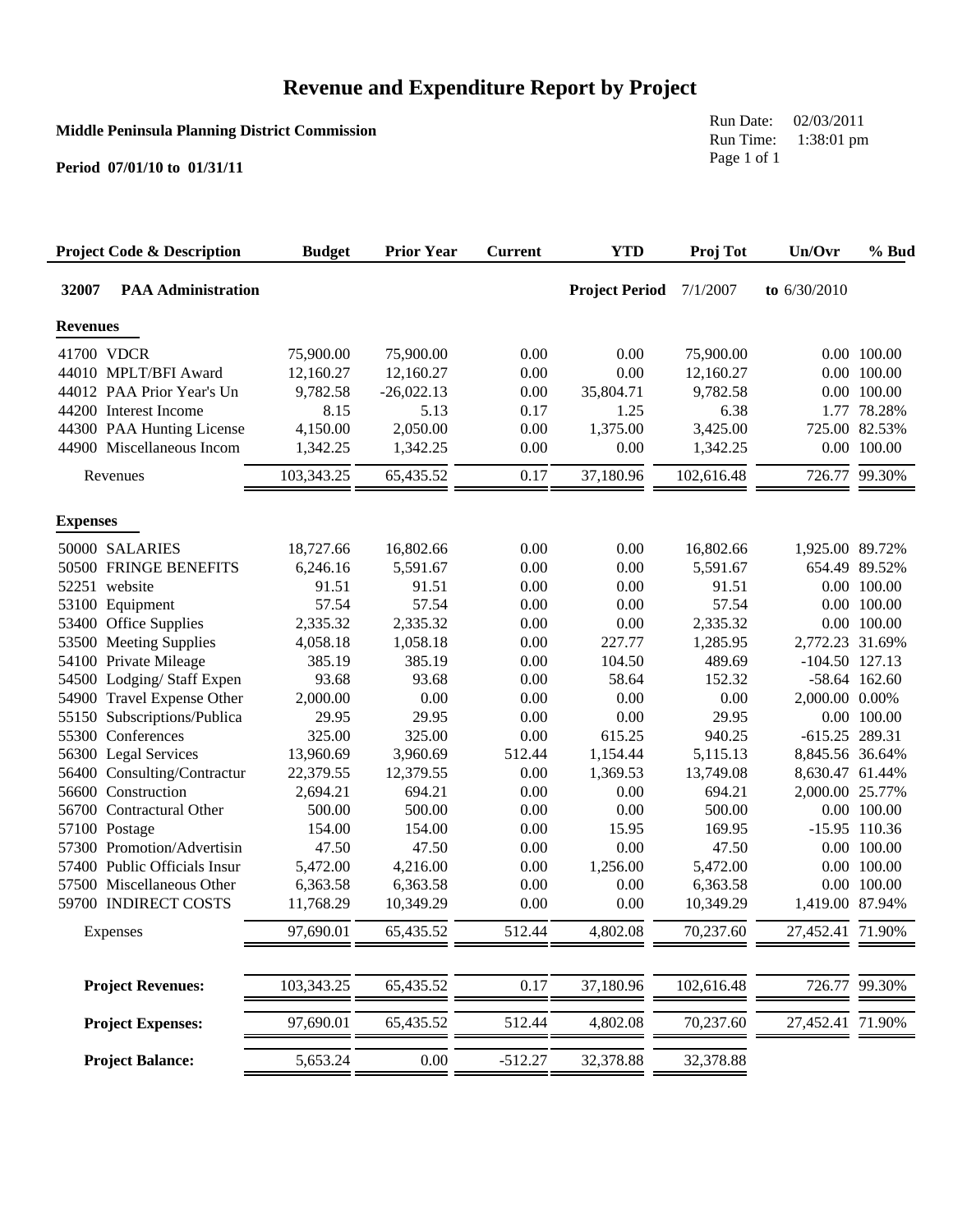# Revenue and Expenditure Report by Project

**Middle Peninsula Planning District Commission**

**Period 07/01/10 to 01/31/11**

Run Date: 02/03/2011
Run Time: 1:38:01 pm

| Project Code & Description | Budget | Prior Year | Current | YTD | Proj Tot | Un/Ovr | % Bud |
|---|---|---|---|---|---|---|---|
| **32007 PAA Administration** | | | | **Project Period** | 7/1/2007 | **to** 6/30/2010 | |
| **Revenues** | | | | | | | |
| 41700 VDCR | 75,900.00 | 75,900.00 | 0.00 | 0.00 | 75,900.00 | 0.00 | 100.00 |
| 44010 MPLT/BFI Award | 12,160.27 | 12,160.27 | 0.00 | 0.00 | 12,160.27 | 0.00 | 100.00 |
| 44012 PAA Prior Year's Un | 9,782.58 | -26,022.13 | 0.00 | 35,804.71 | 9,782.58 | 0.00 | 100.00 |
| 44200 Interest Income | 8.15 | 5.13 | 0.17 | 1.25 | 6.38 | 1.77 | 78.28% |
| 44300 PAA Hunting License | 4,150.00 | 2,050.00 | 0.00 | 1,375.00 | 3,425.00 | 725.00 | 82.53% |
| 44900 Miscellaneous Incom | 1,342.25 | 1,342.25 | 0.00 | 0.00 | 1,342.25 | 0.00 | 100.00 |
| Revenues | 103,343.25 | 65,435.52 | 0.17 | 37,180.96 | 102,616.48 | 726.77 | 99.30% |
| **Expenses** | | | | | | | |
| 50000 SALARIES | 18,727.66 | 16,802.66 | 0.00 | 0.00 | 16,802.66 | 1,925.00 | 89.72% |
| 50500 FRINGE BENEFITS | 6,246.16 | 5,591.67 | 0.00 | 0.00 | 5,591.67 | 654.49 | 89.52% |
| 52251 website | 91.51 | 91.51 | 0.00 | 0.00 | 91.51 | 0.00 | 100.00 |
| 53100 Equipment | 57.54 | 57.54 | 0.00 | 0.00 | 57.54 | 0.00 | 100.00 |
| 53400 Office Supplies | 2,335.32 | 2,335.32 | 0.00 | 0.00 | 2,335.32 | 0.00 | 100.00 |
| 53500 Meeting Supplies | 4,058.18 | 1,058.18 | 0.00 | 227.77 | 1,285.95 | 2,772.23 | 31.69% |
| 54100 Private Mileage | 385.19 | 385.19 | 0.00 | 104.50 | 489.69 | -104.50 | 127.13 |
| 54500 Lodging/ Staff Expen | 93.68 | 93.68 | 0.00 | 58.64 | 152.32 | -58.64 | 162.60 |
| 54900 Travel Expense Other | 2,000.00 | 0.00 | 0.00 | 0.00 | 0.00 | 2,000.00 | 0.00% |
| 55150 Subscriptions/Publica | 29.95 | 29.95 | 0.00 | 0.00 | 29.95 | 0.00 | 100.00 |
| 55300 Conferences | 325.00 | 325.00 | 0.00 | 615.25 | 940.25 | -615.25 | 289.31 |
| 56300 Legal Services | 13,960.69 | 3,960.69 | 512.44 | 1,154.44 | 5,115.13 | 8,845.56 | 36.64% |
| 56400 Consulting/Contractur | 22,379.55 | 12,379.55 | 0.00 | 1,369.53 | 13,749.08 | 8,630.47 | 61.44% |
| 56600 Construction | 2,694.21 | 694.21 | 0.00 | 0.00 | 694.21 | 2,000.00 | 25.77% |
| 56700 Contractural Other | 500.00 | 500.00 | 0.00 | 0.00 | 500.00 | 0.00 | 100.00 |
| 57100 Postage | 154.00 | 154.00 | 0.00 | 15.95 | 169.95 | -15.95 | 110.36 |
| 57300 Promotion/Advertisin | 47.50 | 47.50 | 0.00 | 0.00 | 47.50 | 0.00 | 100.00 |
| 57400 Public Officials Insur | 5,472.00 | 4,216.00 | 0.00 | 1,256.00 | 5,472.00 | 0.00 | 100.00 |
| 57500 Miscellaneous Other | 6,363.58 | 6,363.58 | 0.00 | 0.00 | 6,363.58 | 0.00 | 100.00 |
| 59700 INDIRECT COSTS | 11,768.29 | 10,349.29 | 0.00 | 0.00 | 10,349.29 | 1,419.00 | 87.94% |
| Expenses | 97,690.01 | 65,435.52 | 512.44 | 4,802.08 | 70,237.60 | 27,452.41 | 71.90% |
| **Project Revenues:** | 103,343.25 | 65,435.52 | 0.17 | 37,180.96 | 102,616.48 | 726.77 | 99.30% |
| **Project Expenses:** | 97,690.01 | 65,435.52 | 512.44 | 4,802.08 | 70,237.60 | 27,452.41 | 71.90% |
| **Project Balance:** | 5,653.24 | 0.00 | -512.27 | 32,378.88 | 32,378.88 | | |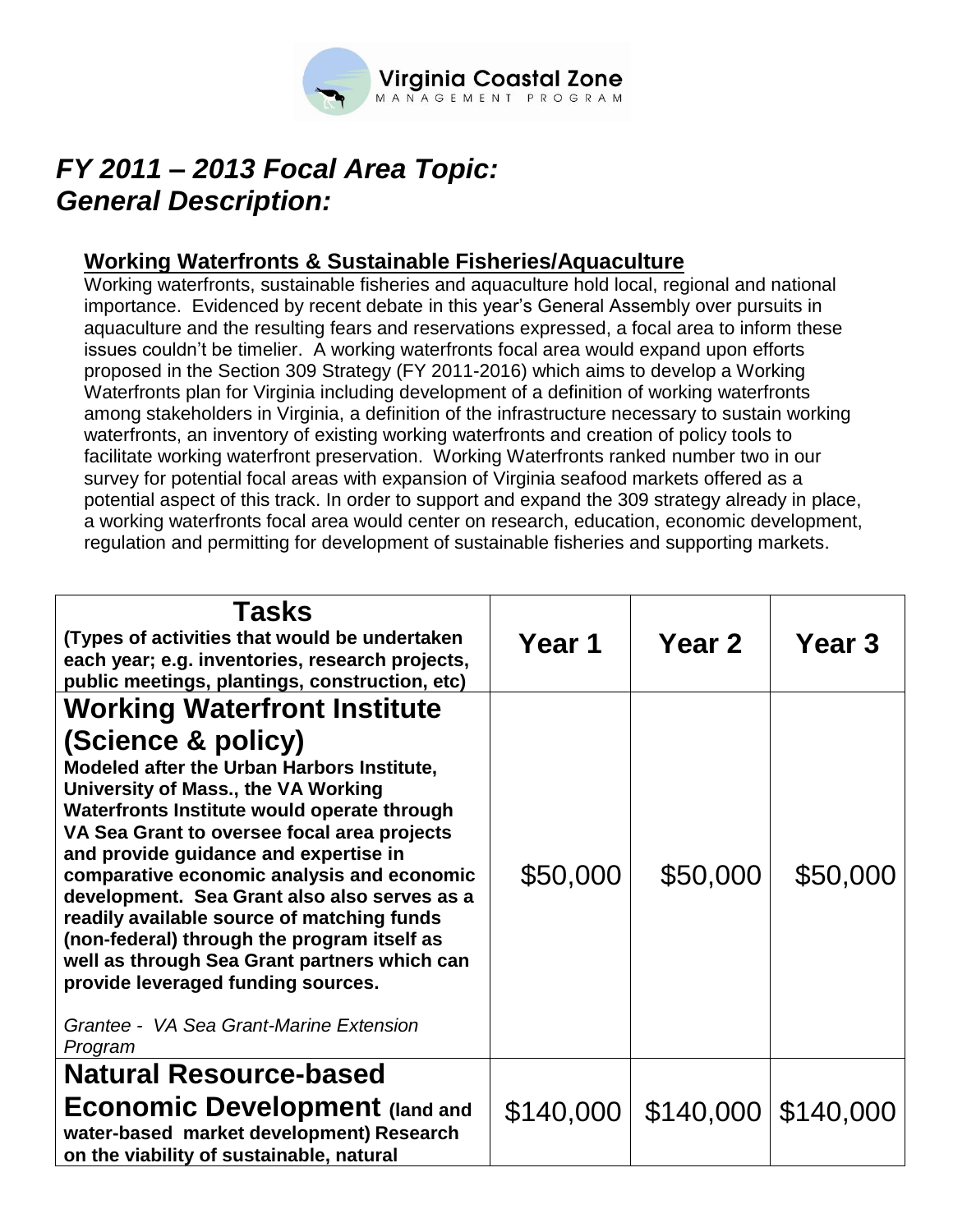# *FY 2011 – 2013 Focal Area Topic: General Description:*

## <u>Working Waterfronts & Sustainable Fisheries/Aquaculture</u>

Working waterfronts, sustainable fisheries and aquaculture hold local, regional and national importance. Evidenced by recent debate in this year's General Assembly over pursuits in aquaculture and the resulting fears and reservations expressed, a focal area to inform these issues couldn't be timelier. A working waterfronts focal area would expand upon efforts proposed in the Section 309 Strategy (FY 2011-2016) which aims to develop a Working Waterfronts plan for Virginia including development of a definition of working waterfronts among stakeholders in Virginia, a definition of the infrastructure necessary to sustain working waterfronts, an inventory of existing working waterfronts and creation of policy tools to facilitate working waterfront preservation. Working Waterfronts ranked number two in our survey for potential focal areas with expansion of Virginia seafood markets offered as a potential aspect of this track. In order to support and expand the 309 strategy already in place, a working waterfronts focal area would center on research, education, economic development, regulation and permitting for development of sustainable fisheries and supporting markets.

| **Tasks**<br>**(Types of activities that would be undertaken each year; e.g. inventories, research projects, public meetings, plantings, construction, etc)** | **Year 1** | **Year 2** | **Year 3** |
|---|---|---|---|
| **Working Waterfront Institute (Science & policy)**<br>**Modeled after the Urban Harbors Institute, University of Mass., the VA Working Waterfronts Institute would operate through VA Sea Grant to oversee focal area projects and provide guidance and expertise in comparative economic analysis and economic development. Sea Grant also also serves as a readily available source of matching funds (non-federal) through the program itself as well as through Sea Grant partners which can provide leveraged funding sources.**<br><br>*Grantee - VA Sea Grant-Marine Extension Program* | \$50,000 | \$50,000 | \$50,000 |
| **Natural Resource-based Economic Development (land and water-based market development) Research on the viability of sustainable, natural** | \$140,000 | \$140,000 | \$140,000 |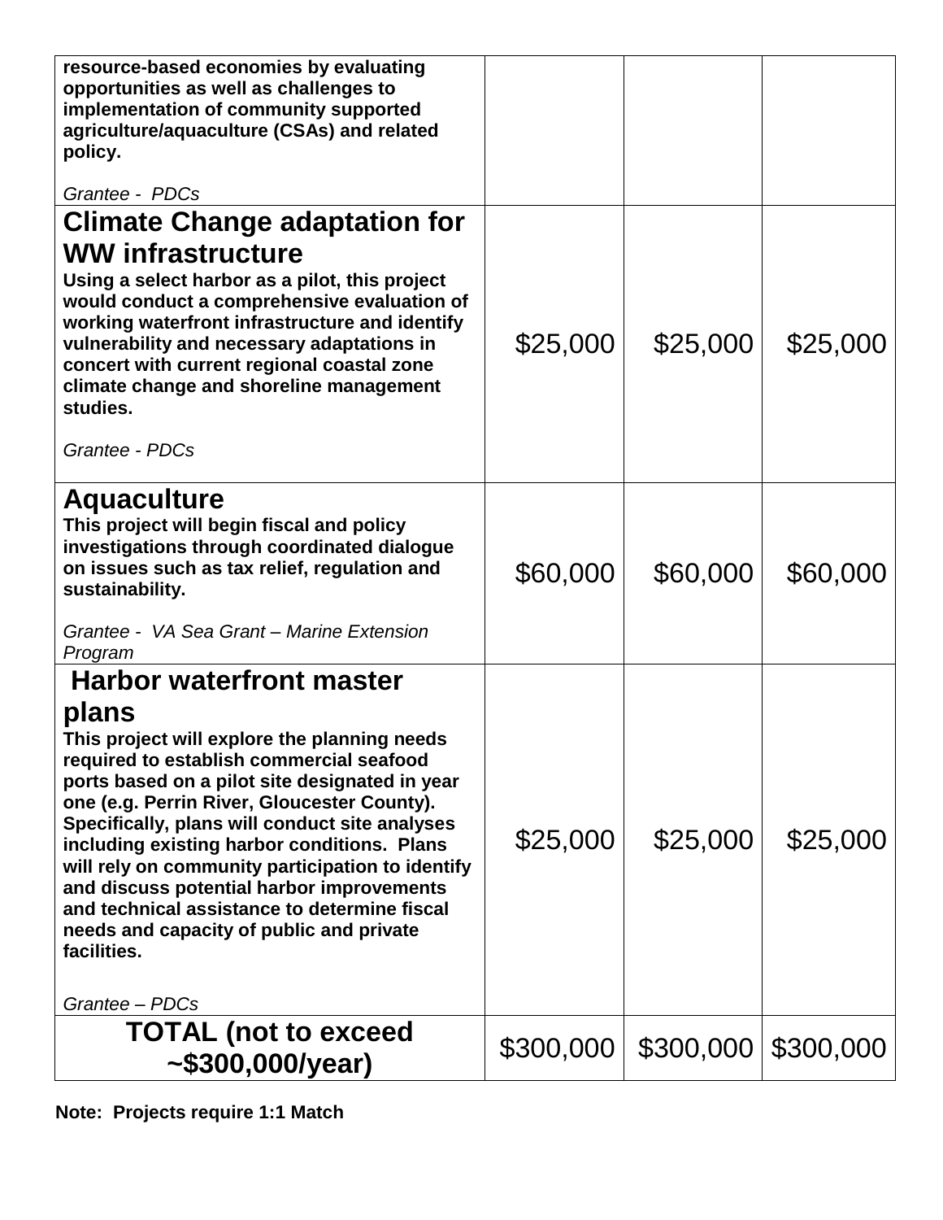| | | | |
|---|---|---|---|
| **resource-based economies by evaluating opportunities as well as challenges to implementation of community supported agriculture/aquaculture (CSAs) and related policy.**<br><br>*Grantee - PDCs* | | | |
| **Climate Change adaptation for WW infrastructure**<br>**Using a select harbor as a pilot, this project would conduct a comprehensive evaluation of working waterfront infrastructure and identify vulnerability and necessary adaptations in concert with current regional coastal zone climate change and shoreline management studies.**<br><br>*Grantee - PDCs* | $25,000 | $25,000 | $25,000 |
| **Aquaculture**<br>**This project will begin fiscal and policy investigations through coordinated dialogue on issues such as tax relief, regulation and sustainability.**<br><br>*Grantee - VA Sea Grant – Marine Extension Program* | $60,000 | $60,000 | $60,000 |
| **Harbor waterfront master plans**<br>**This project will explore the planning needs required to establish commercial seafood ports based on a pilot site designated in year one (e.g. Perrin River, Gloucester County). Specifically, plans will conduct site analyses including existing harbor conditions. Plans will rely on community participation to identify and discuss potential harbor improvements and technical assistance to determine fiscal needs and capacity of public and private facilities.**<br><br>*Grantee – PDCs* | $25,000 | $25,000 | $25,000 |
| **TOTAL (not to exceed ~$300,000/year)** | $300,000 | $300,000 | $300,000 |

**Note: Projects require 1:1 Match**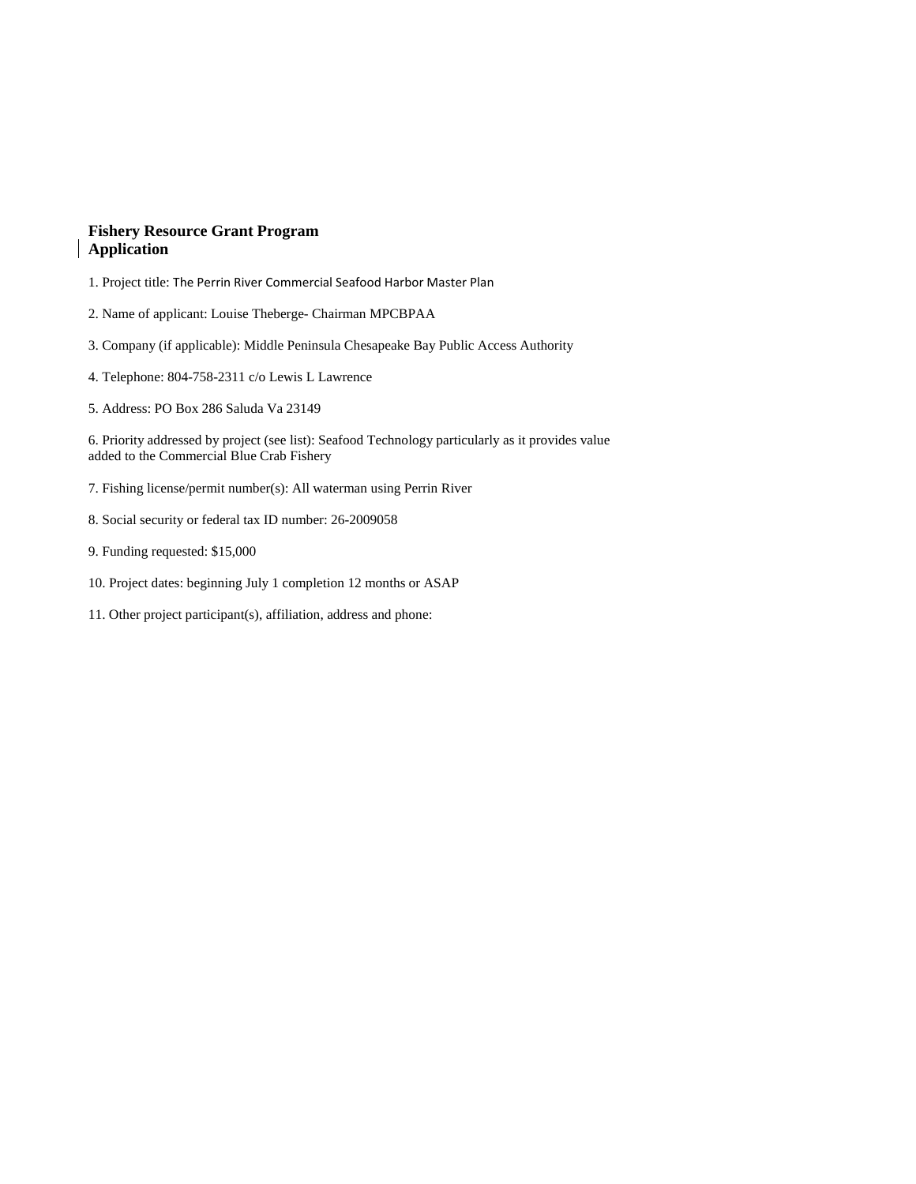**Fishery Resource Grant Program**
**Application**

1. Project title: The Perrin River Commercial Seafood Harbor Master Plan

2. Name of applicant: Louise Theberge- Chairman MPCBPAA

3. Company (if applicable): Middle Peninsula Chesapeake Bay Public Access Authority

4. Telephone: 804-758-2311 c/o Lewis L Lawrence

5. Address: PO Box 286 Saluda Va 23149

6. Priority addressed by project (see list): Seafood Technology particularly as it provides value added to the Commercial Blue Crab Fishery

7. Fishing license/permit number(s): All waterman using Perrin River

8. Social security or federal tax ID number: 26-2009058

9. Funding requested: $15,000

10. Project dates: beginning July 1 completion 12 months or ASAP

11. Other project participant(s), affiliation, address and phone: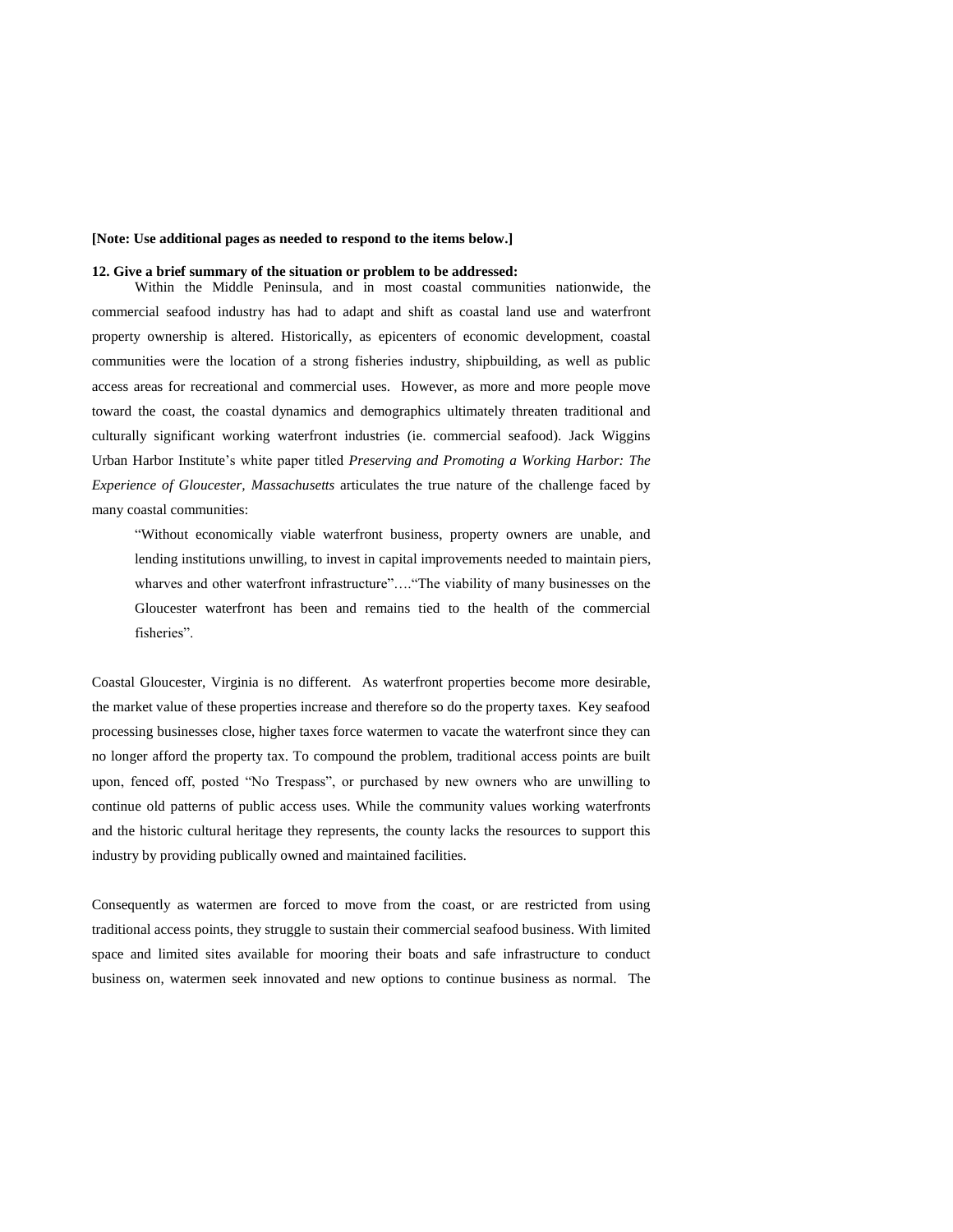**[Note: Use additional pages as needed to respond to the items below.]**

**12. Give a brief summary of the situation or problem to be addressed:**

Within the Middle Peninsula, and in most coastal communities nationwide, the commercial seafood industry has had to adapt and shift as coastal land use and waterfront property ownership is altered. Historically, as epicenters of economic development, coastal communities were the location of a strong fisheries industry, shipbuilding, as well as public access areas for recreational and commercial uses. However, as more and more people move toward the coast, the coastal dynamics and demographics ultimately threaten traditional and culturally significant working waterfront industries (ie. commercial seafood). Jack Wiggins Urban Harbor Institute's white paper titled *Preserving and Promoting a Working Harbor: The Experience of Gloucester, Massachusetts* articulates the true nature of the challenge faced by many coastal communities:

> "Without economically viable waterfront business, property owners are unable, and lending institutions unwilling, to invest in capital improvements needed to maintain piers, wharves and other waterfront infrastructure"…."The viability of many businesses on the Gloucester waterfront has been and remains tied to the health of the commercial fisheries".

Coastal Gloucester, Virginia is no different. As waterfront properties become more desirable, the market value of these properties increase and therefore so do the property taxes. Key seafood processing businesses close, higher taxes force watermen to vacate the waterfront since they can no longer afford the property tax. To compound the problem, traditional access points are built upon, fenced off, posted "No Trespass", or purchased by new owners who are unwilling to continue old patterns of public access uses. While the community values working waterfronts and the historic cultural heritage they represents, the county lacks the resources to support this industry by providing publically owned and maintained facilities.

Consequently as watermen are forced to move from the coast, or are restricted from using traditional access points, they struggle to sustain their commercial seafood business. With limited space and limited sites available for mooring their boats and safe infrastructure to conduct business on, watermen seek innovated and new options to continue business as normal. The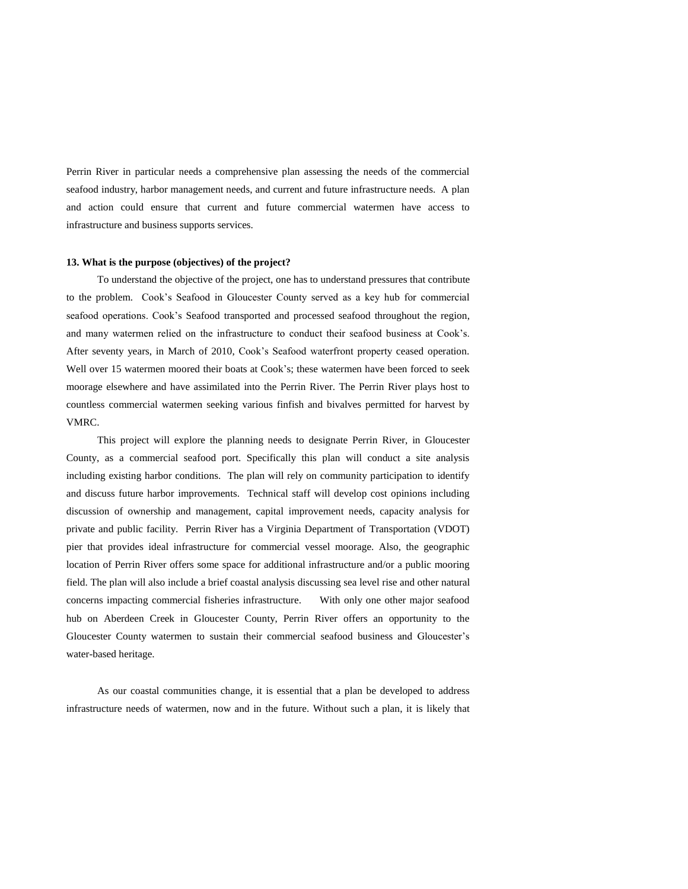Perrin River in particular needs a comprehensive plan assessing the needs of the commercial seafood industry, harbor management needs, and current and future infrastructure needs. A plan and action could ensure that current and future commercial watermen have access to infrastructure and business supports services.

**13. What is the purpose (objectives) of the project?**

To understand the objective of the project, one has to understand pressures that contribute to the problem. Cook's Seafood in Gloucester County served as a key hub for commercial seafood operations. Cook's Seafood transported and processed seafood throughout the region, and many watermen relied on the infrastructure to conduct their seafood business at Cook's. After seventy years, in March of 2010, Cook's Seafood waterfront property ceased operation. Well over 15 watermen moored their boats at Cook's; these watermen have been forced to seek moorage elsewhere and have assimilated into the Perrin River. The Perrin River plays host to countless commercial watermen seeking various finfish and bivalves permitted for harvest by VMRC.

This project will explore the planning needs to designate Perrin River, in Gloucester County, as a commercial seafood port. Specifically this plan will conduct a site analysis including existing harbor conditions. The plan will rely on community participation to identify and discuss future harbor improvements. Technical staff will develop cost opinions including discussion of ownership and management, capital improvement needs, capacity analysis for private and public facility. Perrin River has a Virginia Department of Transportation (VDOT) pier that provides ideal infrastructure for commercial vessel moorage. Also, the geographic location of Perrin River offers some space for additional infrastructure and/or a public mooring field. The plan will also include a brief coastal analysis discussing sea level rise and other natural concerns impacting commercial fisheries infrastructure. With only one other major seafood hub on Aberdeen Creek in Gloucester County, Perrin River offers an opportunity to the Gloucester County watermen to sustain their commercial seafood business and Gloucester's water-based heritage.

As our coastal communities change, it is essential that a plan be developed to address infrastructure needs of watermen, now and in the future. Without such a plan, it is likely that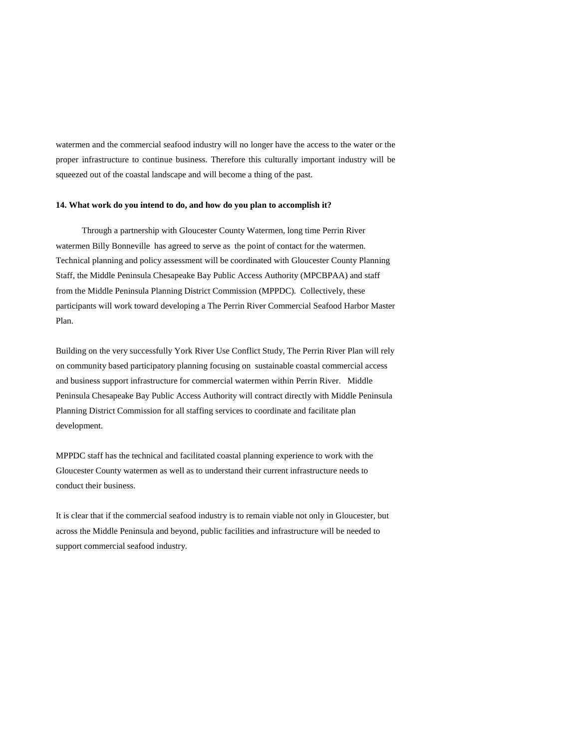watermen and the commercial seafood industry will no longer have the access to the water or the proper infrastructure to continue business. Therefore this culturally important industry will be squeezed out of the coastal landscape and will become a thing of the past.

**14. What work do you intend to do, and how do you plan to accomplish it?**

Through a partnership with Gloucester County Watermen, long time Perrin River watermen Billy Bonneville has agreed to serve as the point of contact for the watermen. Technical planning and policy assessment will be coordinated with Gloucester County Planning Staff, the Middle Peninsula Chesapeake Bay Public Access Authority (MPCBPAA) and staff from the Middle Peninsula Planning District Commission (MPPDC). Collectively, these participants will work toward developing a The Perrin River Commercial Seafood Harbor Master Plan.

Building on the very successfully York River Use Conflict Study, The Perrin River Plan will rely on community based participatory planning focusing on sustainable coastal commercial access and business support infrastructure for commercial watermen within Perrin River. Middle Peninsula Chesapeake Bay Public Access Authority will contract directly with Middle Peninsula Planning District Commission for all staffing services to coordinate and facilitate plan development.

MPPDC staff has the technical and facilitated coastal planning experience to work with the Gloucester County watermen as well as to understand their current infrastructure needs to conduct their business.

It is clear that if the commercial seafood industry is to remain viable not only in Gloucester, but across the Middle Peninsula and beyond, public facilities and infrastructure will be needed to support commercial seafood industry.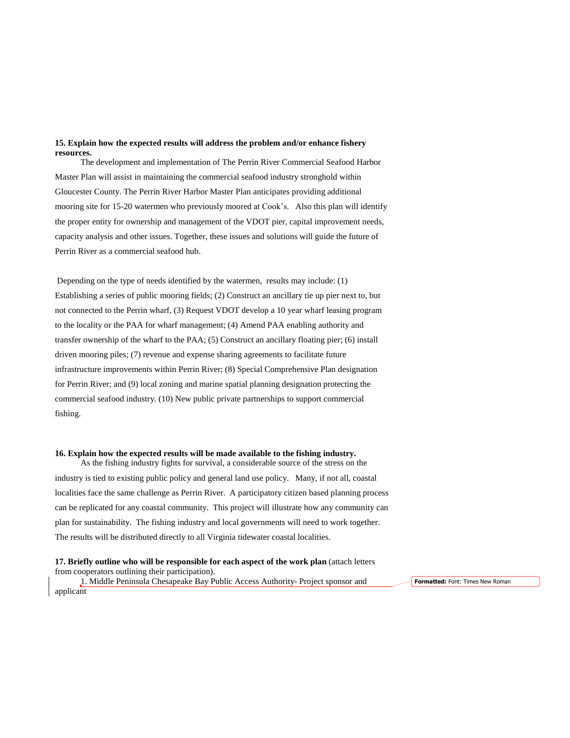**15. Explain how the expected results will address the problem and/or enhance fishery resources.**

The development and implementation of The Perrin River Commercial Seafood Harbor Master Plan will assist in maintaining the commercial seafood industry stronghold within Gloucester County. The Perrin River Harbor Master Plan anticipates providing additional mooring site for 15-20 watermen who previously moored at Cook's. Also this plan will identify the proper entity for ownership and management of the VDOT pier, capital improvement needs, capacity analysis and other issues. Together, these issues and solutions will guide the future of Perrin River as a commercial seafood hub.

Depending on the type of needs identified by the watermen, results may include: (1) Establishing a series of public mooring fields; (2) Construct an ancillary tie up pier next to, but not connected to the Perrin wharf, (3) Request VDOT develop a 10 year wharf leasing program to the locality or the PAA for wharf management; (4) Amend PAA enabling authority and transfer ownership of the wharf to the PAA; (5) Construct an ancillary floating pier; (6) install driven mooring piles; (7) revenue and expense sharing agreements to facilitate future infrastructure improvements within Perrin River; (8) Special Comprehensive Plan designation for Perrin River; and (9) local zoning and marine spatial planning designation protecting the commercial seafood industry. (10) New public private partnerships to support commercial fishing.

**16. Explain how the expected results will be made available to the fishing industry.**

As the fishing industry fights for survival, a considerable source of the stress on the industry is tied to existing public policy and general land use policy. Many, if not all, coastal localities face the same challenge as Perrin River. A participatory citizen based planning process can be replicated for any coastal community. This project will illustrate how any community can plan for sustainability. The fishing industry and local governments will need to work together. The results will be distributed directly to all Virginia tidewater coastal localities.

**17. Briefly outline who will be responsible for each aspect of the work plan** (attach letters from cooperators outlining their participation).

1. Middle Peninsula Chesapeake Bay Public Access Authority- Project sponsor and applicant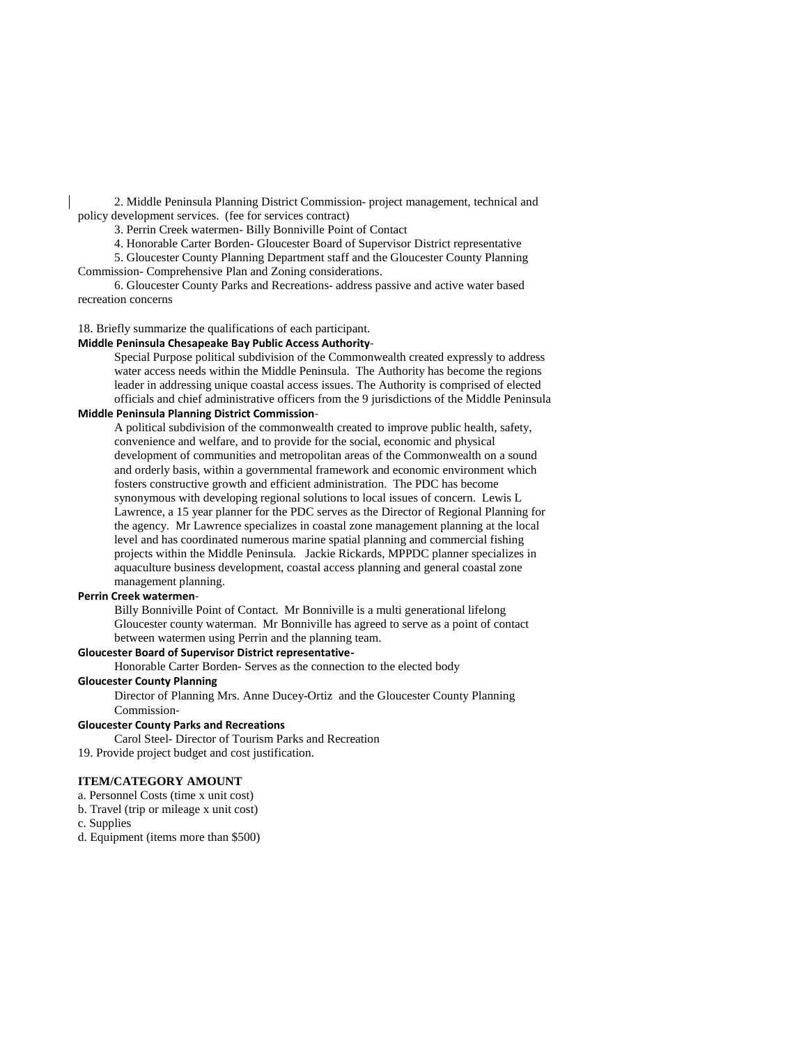2. Middle Peninsula Planning District Commission- project management, technical and policy development services. (fee for services contract)

3. Perrin Creek watermen- Billy Bonniville Point of Contact

4. Honorable Carter Borden- Gloucester Board of Supervisor District representative

5. Gloucester County Planning Department staff and the Gloucester County Planning Commission- Comprehensive Plan and Zoning considerations.

6. Gloucester County Parks and Recreations- address passive and active water based recreation concerns

18. Briefly summarize the qualifications of each participant.

**Middle Peninsula Chesapeake Bay Public Access Authority**-

Special Purpose political subdivision of the Commonwealth created expressly to address water access needs within the Middle Peninsula. The Authority has become the regions leader in addressing unique coastal access issues. The Authority is comprised of elected officials and chief administrative officers from the 9 jurisdictions of the Middle Peninsula

**Middle Peninsula Planning District Commission**-

A political subdivision of the commonwealth created to improve public health, safety, convenience and welfare, and to provide for the social, economic and physical development of communities and metropolitan areas of the Commonwealth on a sound and orderly basis, within a governmental framework and economic environment which fosters constructive growth and efficient administration. The PDC has become synonymous with developing regional solutions to local issues of concern. Lewis L Lawrence, a 15 year planner for the PDC serves as the Director of Regional Planning for the agency. Mr Lawrence specializes in coastal zone management planning at the local level and has coordinated numerous marine spatial planning and commercial fishing projects within the Middle Peninsula. Jackie Rickards, MPPDC planner specializes in aquaculture business development, coastal access planning and general coastal zone management planning.

**Perrin Creek watermen**-

Billy Bonniville Point of Contact. Mr Bonniville is a multi generational lifelong Gloucester county waterman. Mr Bonniville has agreed to serve as a point of contact between watermen using Perrin and the planning team.

**Gloucester Board of Supervisor District representative-**

Honorable Carter Borden- Serves as the connection to the elected body

**Gloucester County Planning**

Director of Planning Mrs. Anne Ducey-Ortiz and the Gloucester County Planning Commission-

**Gloucester County Parks and Recreations**

Carol Steel- Director of Tourism Parks and Recreation

19. Provide project budget and cost justification.

**ITEM/CATEGORY AMOUNT**

a. Personnel Costs (time x unit cost)

b. Travel (trip or mileage x unit cost)

c. Supplies

d. Equipment (items more than $500)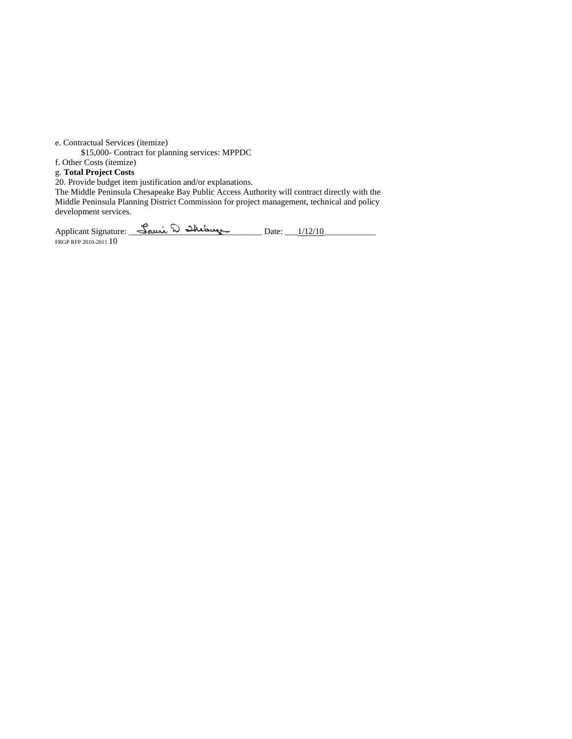e. Contractual Services (itemize)

$15,000- Contract for planning services: MPPDC

f. Other Costs (itemize)

g. **Total Project Costs**

20. Provide budget item justification and/or explanations.

The Middle Peninsula Chesapeake Bay Public Access Authority will contract directly with the Middle Peninsula Planning District Commission for project management, technical and policy development services.

Applicant Signature: Lewie D Lawrence Date: 1/12/10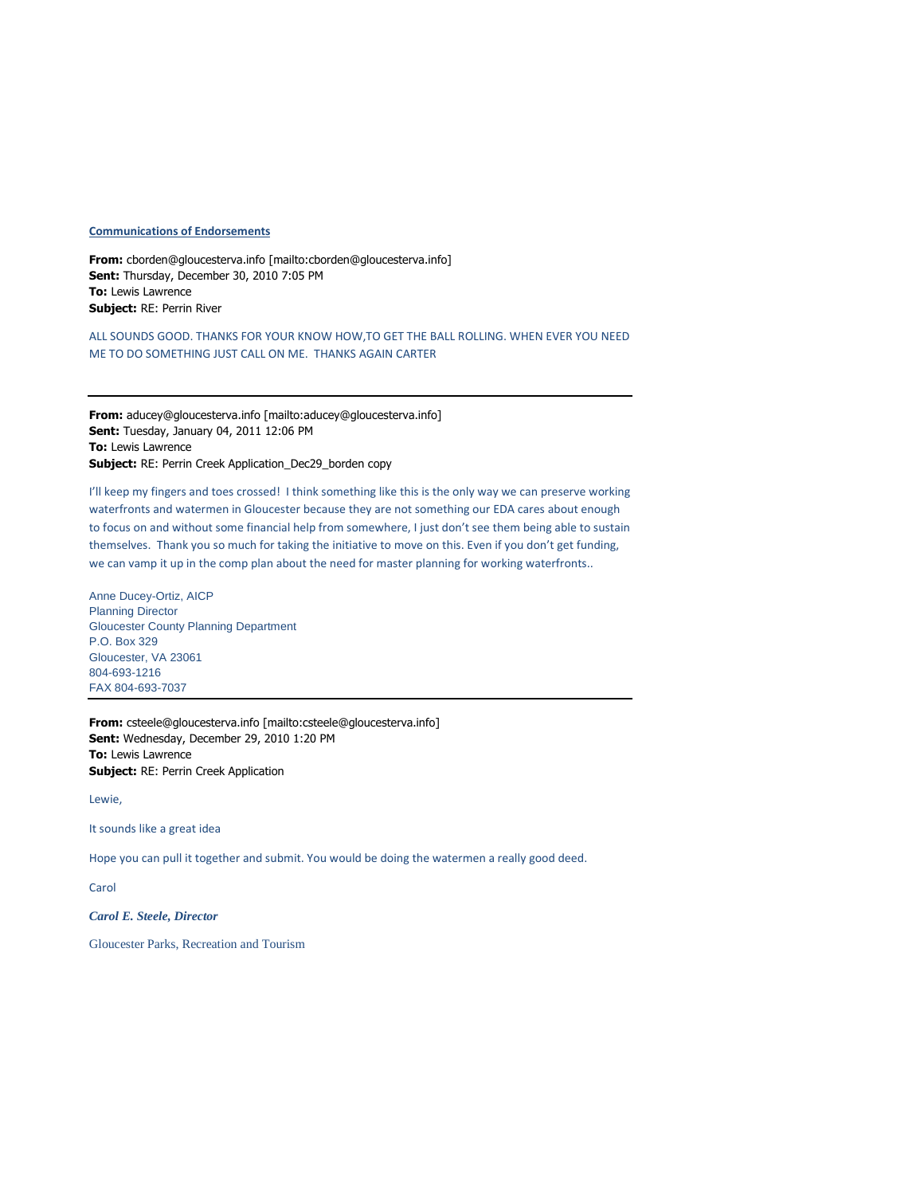**Communications of Endorsements**

**From:** cborden@gloucesterva.info [mailto:cborden@gloucesterva.info]
**Sent:** Thursday, December 30, 2010 7:05 PM
**To:** Lewis Lawrence
**Subject:** RE: Perrin River

ALL SOUNDS GOOD. THANKS FOR YOUR KNOW HOW,TO GET THE BALL ROLLING. WHEN EVER YOU NEED ME TO DO SOMETHING JUST CALL ON ME. THANKS AGAIN CARTER

---

**From:** aducey@gloucesterva.info [mailto:aducey@gloucesterva.info]
**Sent:** Tuesday, January 04, 2011 12:06 PM
**To:** Lewis Lawrence
**Subject:** RE: Perrin Creek Application_Dec29_borden copy

I'll keep my fingers and toes crossed! I think something like this is the only way we can preserve working waterfronts and watermen in Gloucester because they are not something our EDA cares about enough to focus on and without some financial help from somewhere, I just don't see them being able to sustain themselves. Thank you so much for taking the initiative to move on this. Even if you don't get funding, we can vamp it up in the comp plan about the need for master planning for working waterfronts..

Anne Ducey-Ortiz, AICP
Planning Director
Gloucester County Planning Department
P.O. Box 329
Gloucester, VA 23061
804-693-1216
FAX 804-693-7037

---

**From:** csteele@gloucesterva.info [mailto:csteele@gloucesterva.info]
**Sent:** Wednesday, December 29, 2010 1:20 PM
**To:** Lewis Lawrence
**Subject:** RE: Perrin Creek Application

Lewie,

It sounds like a great idea

Hope you can pull it together and submit. You would be doing the watermen a really good deed.

Carol

***Carol E. Steele, Director***

Gloucester Parks, Recreation and Tourism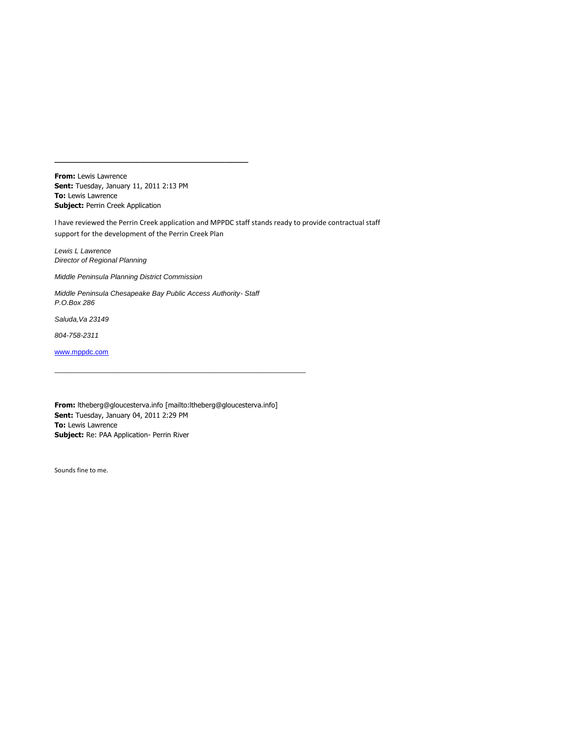---

**From:** Lewis Lawrence
**Sent:** Tuesday, January 11, 2011 2:13 PM
**To:** Lewis Lawrence
**Subject:** Perrin Creek Application

I have reviewed the Perrin Creek application and MPPDC staff stands ready to provide contractual staff support for the development of the Perrin Creek Plan

*Lewis L Lawrence*
*Director of Regional Planning*

*Middle Peninsula Planning District Commission*

*Middle Peninsula Chesapeake Bay Public Access Authority- Staff*
*P.O.Box 286*

*Saluda,Va 23149*

*804-758-2311*

www.mppdc.com

---

**From:** ltheberg@gloucesterva.info [mailto:ltheberg@gloucesterva.info]
**Sent:** Tuesday, January 04, 2011 2:29 PM
**To:** Lewis Lawrence
**Subject:** Re: PAA Application- Perrin River

Sounds fine to me.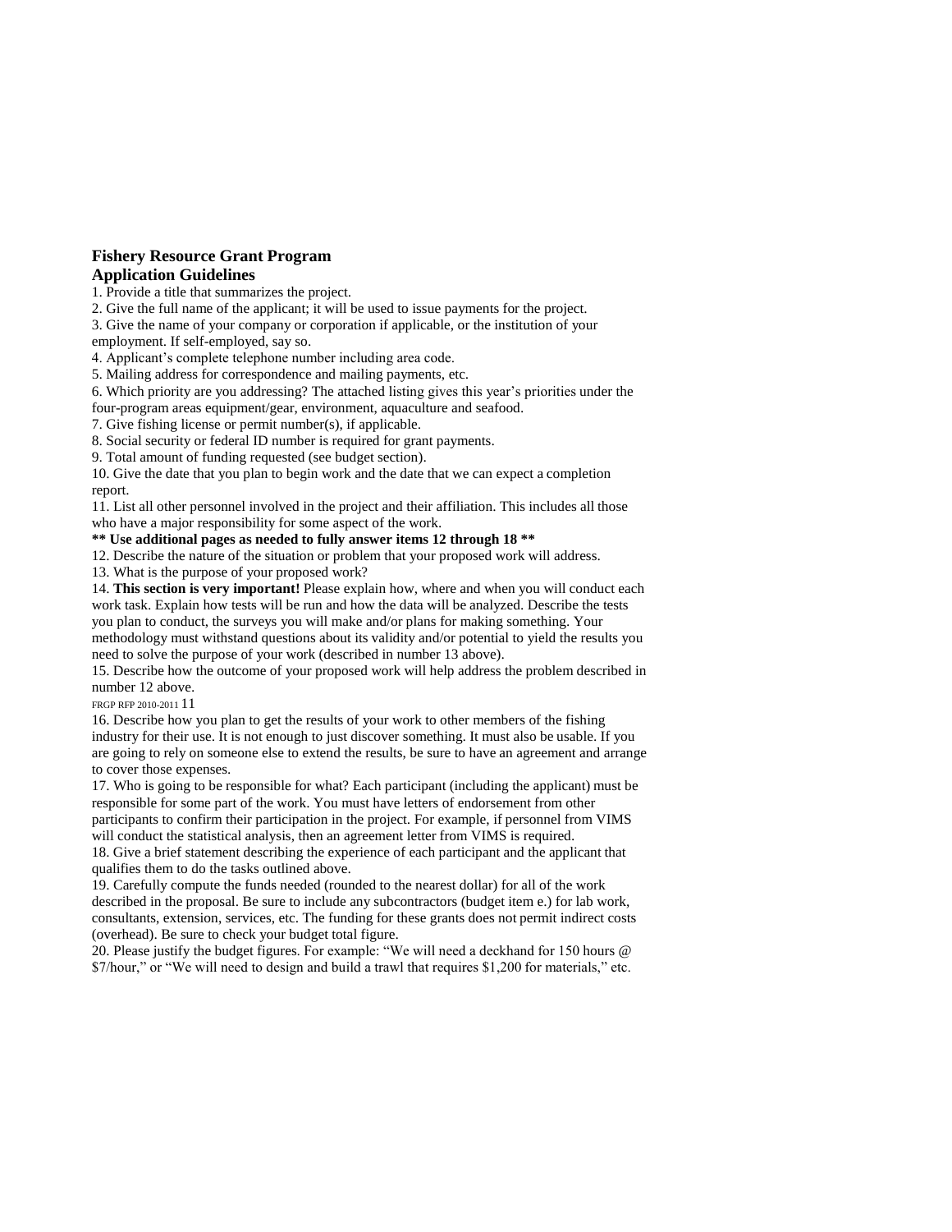# Fishery Resource Grant Program
## Application Guidelines

1. Provide a title that summarizes the project.
2. Give the full name of the applicant; it will be used to issue payments for the project.
3. Give the name of your company or corporation if applicable, or the institution of your employment. If self-employed, say so.
4. Applicant's complete telephone number including area code.
5. Mailing address for correspondence and mailing payments, etc.
6. Which priority are you addressing? The attached listing gives this year's priorities under the four-program areas equipment/gear, environment, aquaculture and seafood.
7. Give fishing license or permit number(s), if applicable.
8. Social security or federal ID number is required for grant payments.
9. Total amount of funding requested (see budget section).
10. Give the date that you plan to begin work and the date that we can expect a completion report.
11. List all other personnel involved in the project and their affiliation. This includes all those who have a major responsibility for some aspect of the work.

**\*\* Use additional pages as needed to fully answer items 12 through 18 \*\***

12. Describe the nature of the situation or problem that your proposed work will address.
13. What is the purpose of your proposed work?
14. **This section is very important!** Please explain how, where and when you will conduct each work task. Explain how tests will be run and how the data will be analyzed. Describe the tests you plan to conduct, the surveys you will make and/or plans for making something. Your methodology must withstand questions about its validity and/or potential to yield the results you need to solve the purpose of your work (described in number 13 above).
15. Describe how the outcome of your proposed work will help address the problem described in number 12 above.
16. Describe how you plan to get the results of your work to other members of the fishing industry for their use. It is not enough to just discover something. It must also be usable. If you are going to rely on someone else to extend the results, be sure to have an agreement and arrange to cover those expenses.
17. Who is going to be responsible for what? Each participant (including the applicant) must be responsible for some part of the work. You must have letters of endorsement from other participants to confirm their participation in the project. For example, if personnel from VIMS will conduct the statistical analysis, then an agreement letter from VIMS is required.
18. Give a brief statement describing the experience of each participant and the applicant that qualifies them to do the tasks outlined above.
19. Carefully compute the funds needed (rounded to the nearest dollar) for all of the work described in the proposal. Be sure to include any subcontractors (budget item e.) for lab work, consultants, extension, services, etc. The funding for these grants does not permit indirect costs (overhead). Be sure to check your budget total figure.
20. Please justify the budget figures. For example: "We will need a deckhand for 150 hours @ $7/hour," or "We will need to design and build a trawl that requires $1,200 for materials," etc.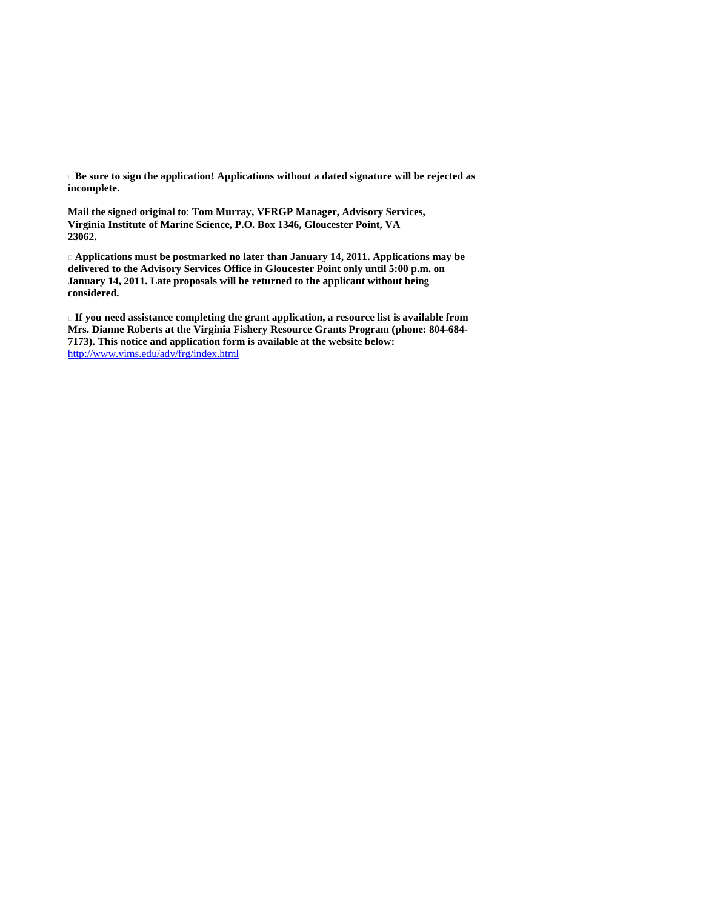- **Be sure to sign the application! Applications without a dated signature will be rejected as incomplete.**

**Mail the signed original to**: **Tom Murray, VFRGP Manager, Advisory Services, Virginia Institute of Marine Science, P.O. Box 1346, Gloucester Point, VA 23062.**

- **Applications must be postmarked no later than January 14, 2011. Applications may be delivered to the Advisory Services Office in Gloucester Point only until 5:00 p.m. on January 14, 2011. Late proposals will be returned to the applicant without being considered.**

- **If you need assistance completing the grant application, a resource list is available from Mrs. Dianne Roberts at the Virginia Fishery Resource Grants Program (phone: 804-684-7173). This notice and application form is available at the website below:** http://www.vims.edu/adv/frg/index.html